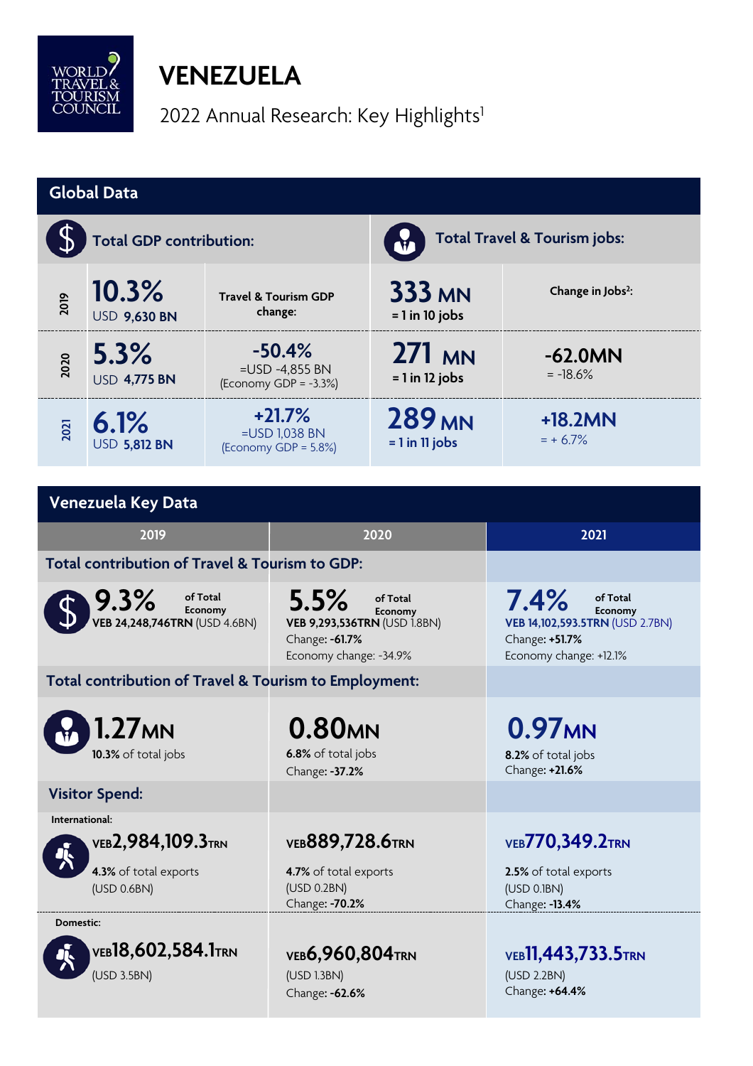WORLD TRAVEL & TOURISM COUNCIL

# VENEZUELA

2022 Annual Research: Key Highlights[1]

## Global Data

| | Total GDP contribution: | | Total Travel & Tourism jobs: | |
|---|---|---|---|---|
| 2019 | **10.3%** USD **9,630 BN** | Travel & Tourism GDP change: | **333 MN** = 1 in 10 jobs | Change in Jobs[2]: |
| 2020 | **5.3%** USD **4,775 BN** | **-50.4%** =USD -4,855 BN (Economy GDP = -3.3%) | **271 MN** = 1 in 12 jobs | **-62.0MN** = -18.6% |
| 2021 | **6.1%** USD **5,812 BN** | **+21.7%** =USD 1,038 BN (Economy GDP = 5.8%) | **289 MN** = 1 in 11 jobs | **+18.2MN** = + 6.7% |

## Venezuela Key Data

| | 2019 | 2020 | 2021 |
|---|---|---|---|
| **Total contribution of Travel & Tourism to GDP:** | | | |
| | **9.3%** of Total Economy<br>VEB 24,248,746TRN (USD 4.6BN) | **5.5%** of Total Economy<br>VEB 9,293,536TRN (USD 1.8BN)<br>Change: **-61.7%**<br>Economy change: -34.9% | **7.4%** of Total Economy<br>VEB 14,102,593.5TRN (USD 2.7BN)<br>Change: **+51.7%**<br>Economy change: +12.1% |
| **Total contribution of Travel & Tourism to Employment:** | | | |
| | **1.27MN**<br>**10.3%** of total jobs | **0.80MN**<br>**6.8%** of total jobs<br>Change: **-37.2%** | **0.97MN**<br>**8.2%** of total jobs<br>Change: **+21.6%** |
| **Visitor Spend:** | | | |
| International: | VEB**2,984,109.3**TRN<br>**4.3%** of total exports<br>(USD 0.6BN) | VEB**889,728.6**TRN<br>**4.7%** of total exports<br>(USD 0.2BN)<br>Change: **-70.2%** | VEB**770,349.2**TRN<br>**2.5%** of total exports<br>(USD 0.1BN)<br>Change: **-13.4%** |
| Domestic: | VEB**18,602,584.1**TRN<br>(USD 3.5BN) | VEB**6,960,804**TRN<br>(USD 1.3BN)<br>Change: **-62.6%** | VEB**11,443,733.5**TRN<br>(USD 2.2BN)<br>Change: **+64.4%** |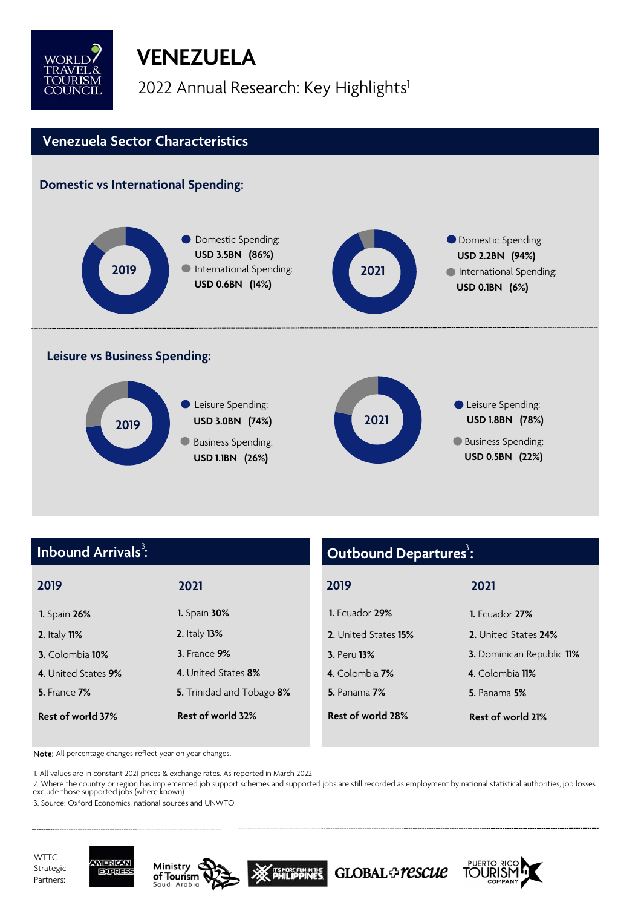# VENEZUELA

2022 Annual Research: Key Highlights[1]

## Venezuela Sector Characteristics

### Domestic vs International Spending:

2019
Domestic Spending: USD 3.5BN (86%)
International Spending: USD 0.6BN (14%)

2021
Domestic Spending: USD 2.2BN (94%)
International Spending: USD 0.1BN (6%)

### Leisure vs Business Spending:

2019
Leisure Spending: USD 3.0BN (74%)
Business Spending: USD 1.1BN (26%)

2021
Leisure Spending: USD 1.8BN (78%)
Business Spending: USD 0.5BN (22%)

## Inbound Arrivals[3]:

| 2019 | 2021 |
|---|---|
| 1. Spain **26%** | 1. Spain **30%** |
| 2. Italy **11%** | 2. Italy **13%** |
| 3. Colombia **10%** | 3. France **9%** |
| 4. United States **9%** | 4. United States **8%** |
| 5. France **7%** | 5. Trinidad and Tobago **8%** |
| **Rest of world 37%** | **Rest of world 32%** |

## Outbound Departures[3]:

| 2019 | 2021 |
|---|---|
| 1. Ecuador **29%** | 1. Ecuador **27%** |
| 2. United States **15%** | 2. United States **24%** |
| 3. Peru **13%** | 3. Dominican Republic **11%** |
| 4. Colombia **7%** | 4. Colombia **11%** |
| 5. Panama **7%** | 5. Panama **5%** |
| **Rest of world 28%** | **Rest of world 21%** |

Note: All percentage changes reflect year on year changes.

1. All values are in constant 2021 prices & exchange rates. As reported in March 2022
2. Where the country or region has implemented job support schemes and supported jobs are still recorded as employment by national statistical authorities, job losses exclude those supported jobs (where known)
3. Source: Oxford Economics, national sources and UNWTO

WTTC Strategic Partners: